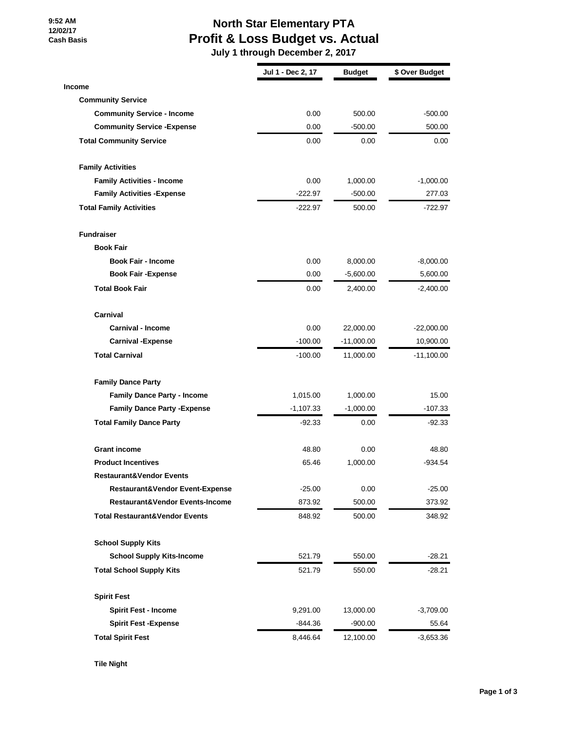9:52 AM
12/02/17
Cash Basis

# North Star Elementary PTA
## Profit & Loss Budget vs. Actual
### July 1 through December 2, 2017

| | Jul 1 - Dec 2, 17 | Budget | $ Over Budget |
|---|---|---|---|
| **Income** | | | |
| **Community Service** | | | |
| **Community Service - Income** | 0.00 | 500.00 | -500.00 |
| **Community Service -Expense** | 0.00 | -500.00 | 500.00 |
| **Total Community Service** | 0.00 | 0.00 | 0.00 |
| **Family Activities** | | | |
| **Family Activities - Income** | 0.00 | 1,000.00 | -1,000.00 |
| **Family Activities -Expense** | -222.97 | -500.00 | 277.03 |
| **Total Family Activities** | -222.97 | 500.00 | -722.97 |
| **Fundraiser** | | | |
| **Book Fair** | | | |
| **Book Fair - Income** | 0.00 | 8,000.00 | -8,000.00 |
| **Book Fair -Expense** | 0.00 | -5,600.00 | 5,600.00 |
| **Total Book Fair** | 0.00 | 2,400.00 | -2,400.00 |
| **Carnival** | | | |
| **Carnival - Income** | 0.00 | 22,000.00 | -22,000.00 |
| **Carnival -Expense** | -100.00 | -11,000.00 | 10,900.00 |
| **Total Carnival** | -100.00 | 11,000.00 | -11,100.00 |
| **Family Dance Party** | | | |
| **Family Dance Party - Income** | 1,015.00 | 1,000.00 | 15.00 |
| **Family Dance Party -Expense** | -1,107.33 | -1,000.00 | -107.33 |
| **Total Family Dance Party** | -92.33 | 0.00 | -92.33 |
| **Grant income** | 48.80 | 0.00 | 48.80 |
| **Product Incentives** | 65.46 | 1,000.00 | -934.54 |
| **Restaurant&Vendor Events** | | | |
| **Restaurant&Vendor Event-Expense** | -25.00 | 0.00 | -25.00 |
| **Restaurant&Vendor Events-Income** | 873.92 | 500.00 | 373.92 |
| **Total Restaurant&Vendor Events** | 848.92 | 500.00 | 348.92 |
| **School Supply Kits** | | | |
| **School Supply Kits-Income** | 521.79 | 550.00 | -28.21 |
| **Total School Supply Kits** | 521.79 | 550.00 | -28.21 |
| **Spirit Fest** | | | |
| **Spirit Fest - Income** | 9,291.00 | 13,000.00 | -3,709.00 |
| **Spirit Fest -Expense** | -844.36 | -900.00 | 55.64 |
| **Total Spirit Fest** | 8,446.64 | 12,100.00 | -3,653.36 |
| **Tile Night** | | | |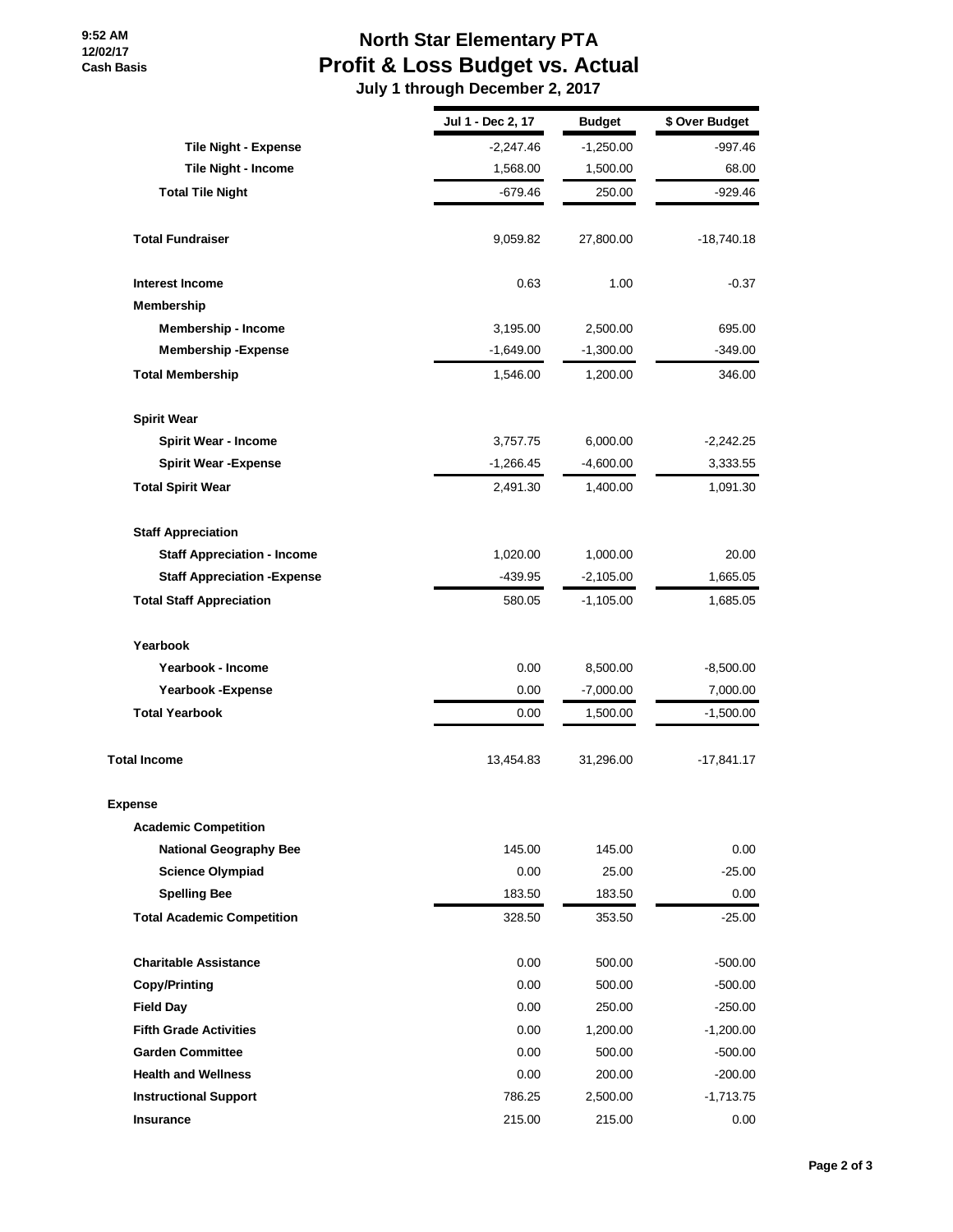# North Star Elementary PTA
## Profit & Loss Budget vs. Actual
### July 1 through December 2, 2017

9:52 AM
12/02/17
Cash Basis

| | Jul 1 - Dec 2, 17 | Budget | $ Over Budget |
|---|---|---|---|
| **Tile Night - Expense** | -2,247.46 | -1,250.00 | -997.46 |
| **Tile Night - Income** | 1,568.00 | 1,500.00 | 68.00 |
| **Total Tile Night** | -679.46 | 250.00 | -929.46 |
| **Total Fundraiser** | 9,059.82 | 27,800.00 | -18,740.18 |
| **Interest Income** | 0.63 | 1.00 | -0.37 |
| **Membership** | | | |
| **Membership - Income** | 3,195.00 | 2,500.00 | 695.00 |
| **Membership -Expense** | -1,649.00 | -1,300.00 | -349.00 |
| **Total Membership** | 1,546.00 | 1,200.00 | 346.00 |
| **Spirit Wear** | | | |
| **Spirit Wear - Income** | 3,757.75 | 6,000.00 | -2,242.25 |
| **Spirit Wear -Expense** | -1,266.45 | -4,600.00 | 3,333.55 |
| **Total Spirit Wear** | 2,491.30 | 1,400.00 | 1,091.30 |
| **Staff Appreciation** | | | |
| **Staff Appreciation - Income** | 1,020.00 | 1,000.00 | 20.00 |
| **Staff Appreciation -Expense** | -439.95 | -2,105.00 | 1,665.05 |
| **Total Staff Appreciation** | 580.05 | -1,105.00 | 1,685.05 |
| **Yearbook** | | | |
| **Yearbook - Income** | 0.00 | 8,500.00 | -8,500.00 |
| **Yearbook -Expense** | 0.00 | -7,000.00 | 7,000.00 |
| **Total Yearbook** | 0.00 | 1,500.00 | -1,500.00 |
| **Total Income** | 13,454.83 | 31,296.00 | -17,841.17 |
| **Expense** | | | |
| **Academic Competition** | | | |
| **National Geography Bee** | 145.00 | 145.00 | 0.00 |
| **Science Olympiad** | 0.00 | 25.00 | -25.00 |
| **Spelling Bee** | 183.50 | 183.50 | 0.00 |
| **Total Academic Competition** | 328.50 | 353.50 | -25.00 |
| **Charitable Assistance** | 0.00 | 500.00 | -500.00 |
| **Copy/Printing** | 0.00 | 500.00 | -500.00 |
| **Field Day** | 0.00 | 250.00 | -250.00 |
| **Fifth Grade Activities** | 0.00 | 1,200.00 | -1,200.00 |
| **Garden Committee** | 0.00 | 500.00 | -500.00 |
| **Health and Wellness** | 0.00 | 200.00 | -200.00 |
| **Instructional Support** | 786.25 | 2,500.00 | -1,713.75 |
| **Insurance** | 215.00 | 215.00 | 0.00 |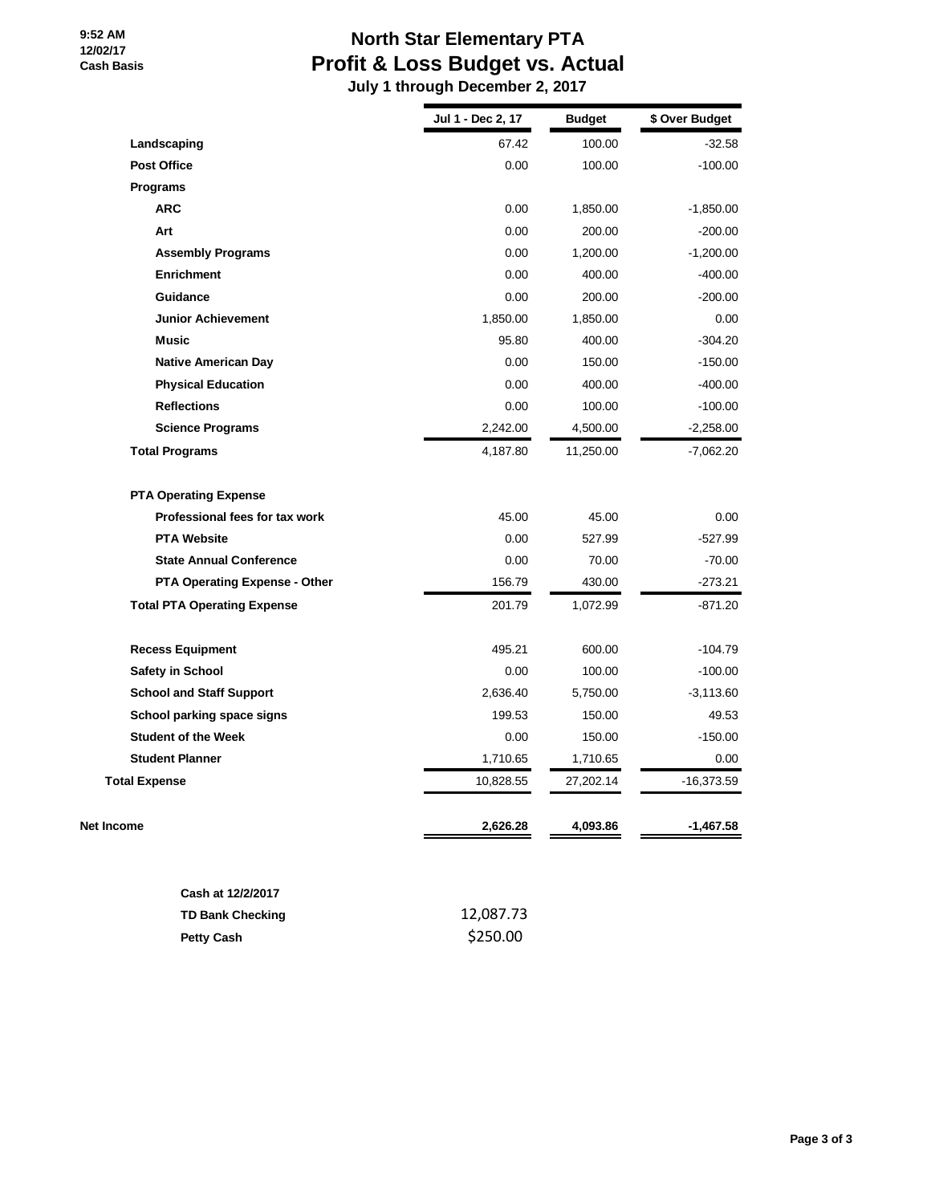9:52 AM
12/02/17
Cash Basis

# North Star Elementary PTA
## Profit & Loss Budget vs. Actual
### July 1 through December 2, 2017

| | Jul 1 - Dec 2, 17 | Budget | $ Over Budget |
|---|---|---|---|
| **Landscaping** | 67.42 | 100.00 | -32.58 |
| **Post Office** | 0.00 | 100.00 | -100.00 |
| **Programs** | | | |
| **ARC** | 0.00 | 1,850.00 | -1,850.00 |
| **Art** | 0.00 | 200.00 | -200.00 |
| **Assembly Programs** | 0.00 | 1,200.00 | -1,200.00 |
| **Enrichment** | 0.00 | 400.00 | -400.00 |
| **Guidance** | 0.00 | 200.00 | -200.00 |
| **Junior Achievement** | 1,850.00 | 1,850.00 | 0.00 |
| **Music** | 95.80 | 400.00 | -304.20 |
| **Native American Day** | 0.00 | 150.00 | -150.00 |
| **Physical Education** | 0.00 | 400.00 | -400.00 |
| **Reflections** | 0.00 | 100.00 | -100.00 |
| **Science Programs** | 2,242.00 | 4,500.00 | -2,258.00 |
| **Total Programs** | 4,187.80 | 11,250.00 | -7,062.20 |
| **PTA Operating Expense** | | | |
| **Professional fees for tax work** | 45.00 | 45.00 | 0.00 |
| **PTA Website** | 0.00 | 527.99 | -527.99 |
| **State Annual Conference** | 0.00 | 70.00 | -70.00 |
| **PTA Operating Expense - Other** | 156.79 | 430.00 | -273.21 |
| **Total PTA Operating Expense** | 201.79 | 1,072.99 | -871.20 |
| **Recess Equipment** | 495.21 | 600.00 | -104.79 |
| **Safety in School** | 0.00 | 100.00 | -100.00 |
| **School and Staff Support** | 2,636.40 | 5,750.00 | -3,113.60 |
| **School parking space signs** | 199.53 | 150.00 | 49.53 |
| **Student of the Week** | 0.00 | 150.00 | -150.00 |
| **Student Planner** | 1,710.65 | 1,710.65 | 0.00 |
| **Total Expense** | 10,828.55 | 27,202.14 | -16,373.59 |
| **Net Income** | **2,626.28** | **4,093.86** | **-1,467.58** |

| | |
|---|---|
| **Cash at 12/2/2017** | |
| **TD Bank Checking** | 12,087.73 |
| **Petty Cash** | $250.00 |